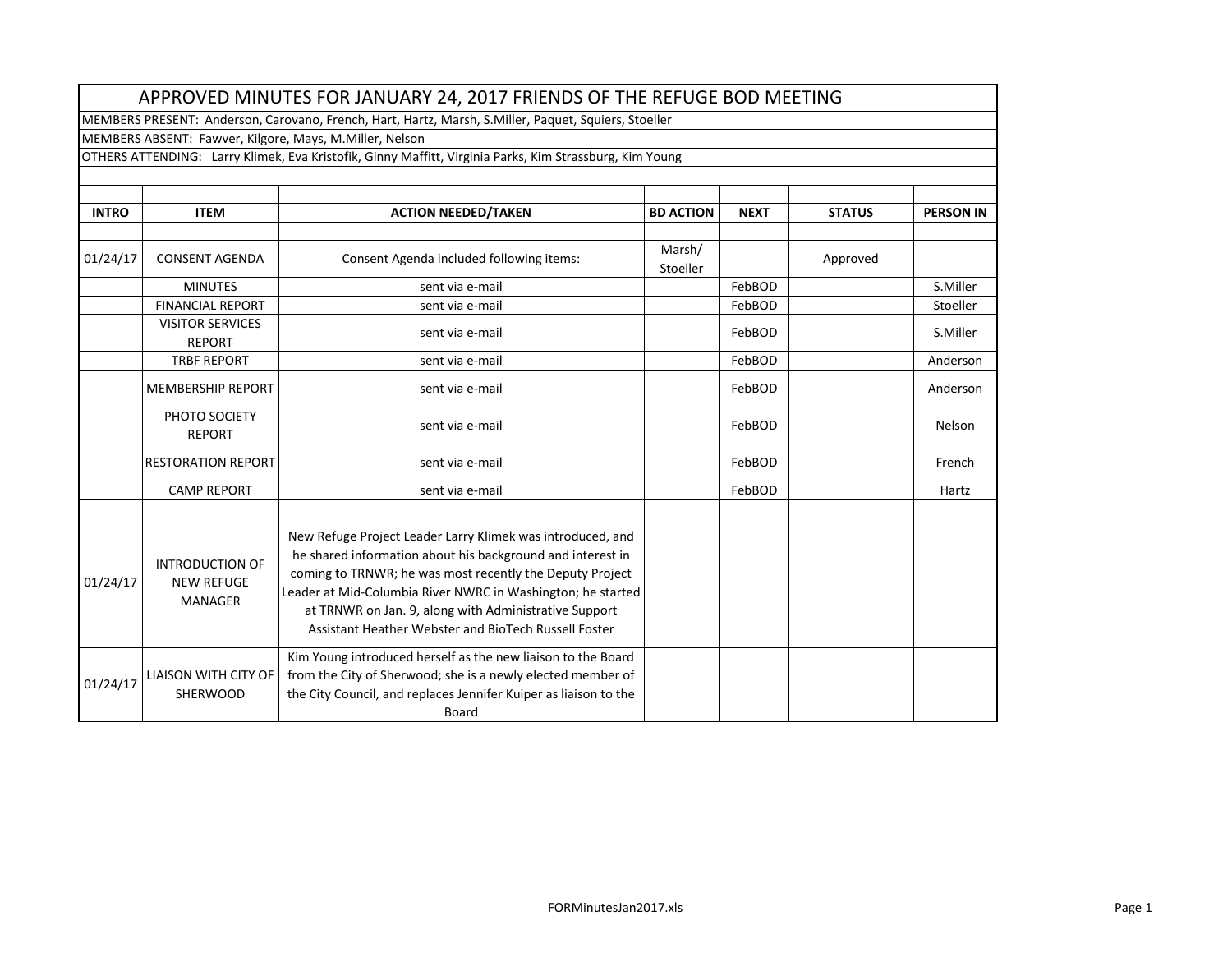# APPROVED MINUTES FOR JANUARY 24, 2017 FRIENDS OF THE REFUGE BOD MEETING

MEMBERS PRESENT: Anderson, Carovano, French, Hart, Hartz, Marsh, S.Miller, Paquet, Squiers, Stoeller

MEMBERS ABSENT: Fawver, Kilgore, Mays, M.Miller, Nelson

OTHERS ATTENDING: Larry Klimek, Eva Kristofik, Ginny Maffitt, Virginia Parks, Kim Strassburg, Kim Young

| INTRO | ITEM | ACTION NEEDED/TAKEN | BD ACTION | NEXT | STATUS | PERSON IN |
|---|---|---|---|---|---|---|
| 01/24/17 | CONSENT AGENDA | Consent Agenda included following items: | Marsh/ Stoeller | | Approved | |
| | MINUTES | sent via e-mail | | FebBOD | | S.Miller |
| | FINANCIAL REPORT | sent via e-mail | | FebBOD | | Stoeller |
| | VISITOR SERVICES REPORT | sent via e-mail | | FebBOD | | S.Miller |
| | TRBF REPORT | sent via e-mail | | FebBOD | | Anderson |
| | MEMBERSHIP REPORT | sent via e-mail | | FebBOD | | Anderson |
| | PHOTO SOCIETY REPORT | sent via e-mail | | FebBOD | | Nelson |
| | RESTORATION REPORT | sent via e-mail | | FebBOD | | French |
| | CAMP REPORT | sent via e-mail | | FebBOD | | Hartz |
| | | | | | | |
| 01/24/17 | INTRODUCTION OF NEW REFUGE MANAGER | New Refuge Project Leader Larry Klimek was introduced, and he shared information about his background and interest in coming to TRNWR; he was most recently the Deputy Project Leader at Mid-Columbia River NWRC in Washington; he started at TRNWR on Jan. 9, along with Administrative Support Assistant Heather Webster and BioTech Russell Foster | | | | |
| 01/24/17 | LIAISON WITH CITY OF SHERWOOD | Kim Young introduced herself as the new liaison to the Board from the City of Sherwood; she is a newly elected member of the City Council, and replaces Jennifer Kuiper as liaison to the Board | | | | |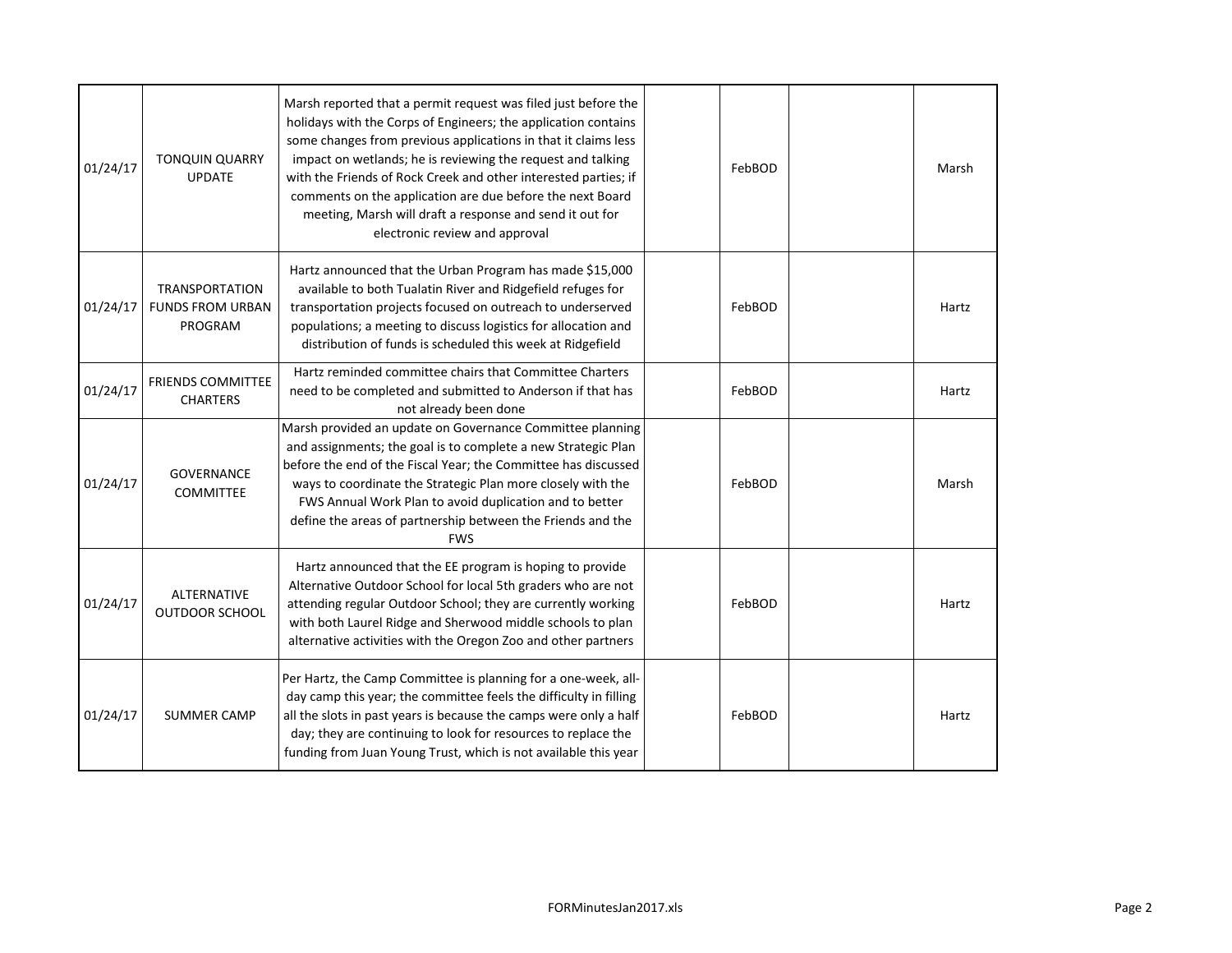| | | | | | | |
|---|---|---|---|---|---|---|
| 01/24/17 | TONQUIN QUARRY UPDATE | Marsh reported that a permit request was filed just before the holidays with the Corps of Engineers; the application contains some changes from previous applications in that it claims less impact on wetlands; he is reviewing the request and talking with the Friends of Rock Creek and other interested parties; if comments on the application are due before the next Board meeting, Marsh will draft a response and send it out for electronic review and approval | | FebBOD | | Marsh |
| 01/24/17 | TRANSPORTATION FUNDS FROM URBAN PROGRAM | Hartz announced that the Urban Program has made $15,000 available to both Tualatin River and Ridgefield refuges for transportation projects focused on outreach to underserved populations; a meeting to discuss logistics for allocation and distribution of funds is scheduled this week at Ridgefield | | FebBOD | | Hartz |
| 01/24/17 | FRIENDS COMMITTEE CHARTERS | Hartz reminded committee chairs that Committee Charters need to be completed and submitted to Anderson if that has not already been done | | FebBOD | | Hartz |
| 01/24/17 | GOVERNANCE COMMITTEE | Marsh provided an update on Governance Committee planning and assignments; the goal is to complete a new Strategic Plan before the end of the Fiscal Year; the Committee has discussed ways to coordinate the Strategic Plan more closely with the FWS Annual Work Plan to avoid duplication and to better define the areas of partnership between the Friends and the FWS | | FebBOD | | Marsh |
| 01/24/17 | ALTERNATIVE OUTDOOR SCHOOL | Hartz announced that the EE program is hoping to provide Alternative Outdoor School for local 5th graders who are not attending regular Outdoor School; they are currently working with both Laurel Ridge and Sherwood middle schools to plan alternative activities with the Oregon Zoo and other partners | | FebBOD | | Hartz |
| 01/24/17 | SUMMER CAMP | Per Hartz, the Camp Committee is planning for a one-week, all-day camp this year; the committee feels the difficulty in filling all the slots in past years is because the camps were only a half day; they are continuing to look for resources to replace the funding from Juan Young Trust, which is not available this year | | FebBOD | | Hartz |

FORMinutesJan2017.xls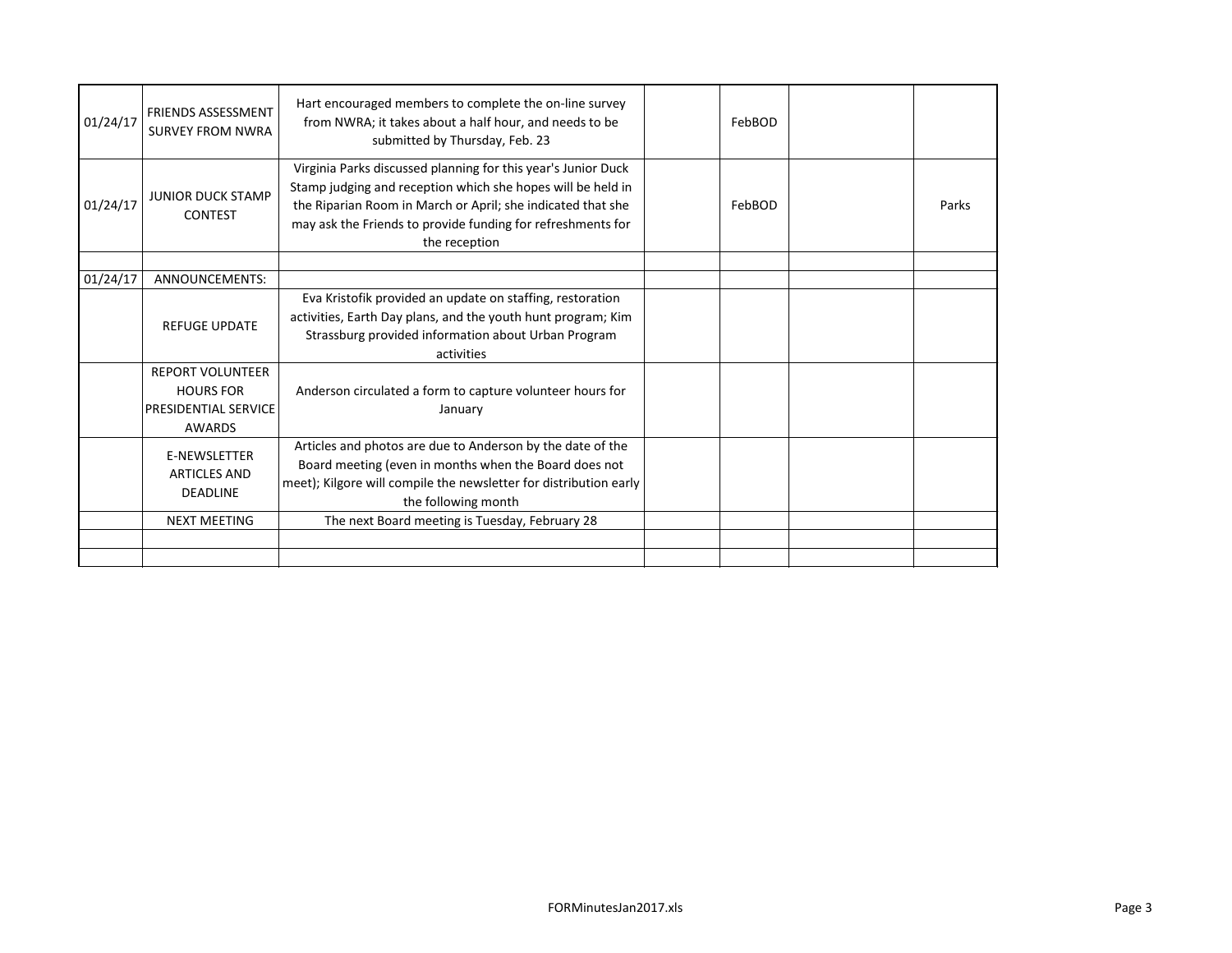| | | | | | | |
|---|---|---|---|---|---|---|
| 01/24/17 | FRIENDS ASSESSMENT SURVEY FROM NWRA | Hart encouraged members to complete the on-line survey from NWRA; it takes about a half hour, and needs to be submitted by Thursday, Feb. 23 | | FebBOD | | |
| 01/24/17 | JUNIOR DUCK STAMP CONTEST | Virginia Parks discussed planning for this year's Junior Duck Stamp judging and reception which she hopes will be held in the Riparian Room in March or April; she indicated that she may ask the Friends to provide funding for refreshments for the reception | | FebBOD | | Parks |
| | | | | | | |
| 01/24/17 | ANNOUNCEMENTS: | | | | | |
| | REFUGE UPDATE | Eva Kristofik provided an update on staffing, restoration activities, Earth Day plans, and the youth hunt program; Kim Strassburg provided information about Urban Program activities | | | | |
| | REPORT VOLUNTEER HOURS FOR PRESIDENTIAL SERVICE AWARDS | Anderson circulated a form to capture volunteer hours for January | | | | |
| | E-NEWSLETTER ARTICLES AND DEADLINE | Articles and photos are due to Anderson by the date of the Board meeting (even in months when the Board does not meet); Kilgore will compile the newsletter for distribution early the following month | | | | |
| | NEXT MEETING | The next Board meeting is Tuesday, February 28 | | | | |
| | | | | | | |
| | | | | | | |

FORMinutesJan2017.xls